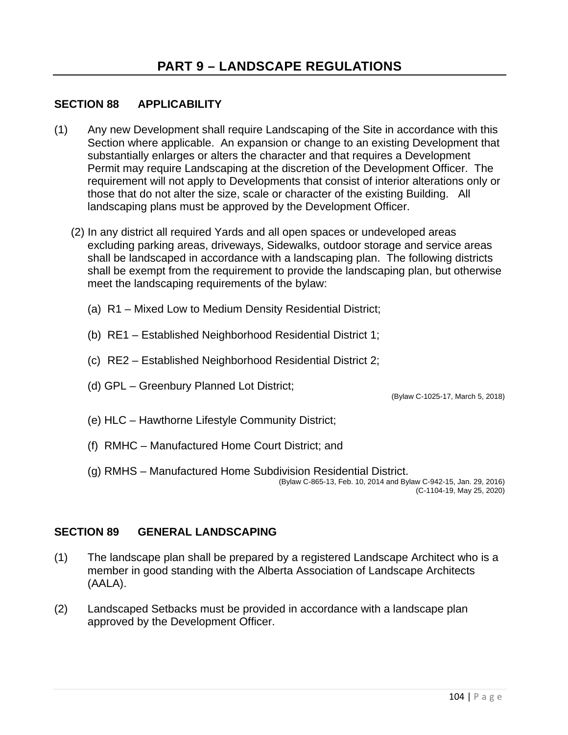# PART 9 – LANDSCAPE REGULATIONS

## SECTION 88 APPLICABILITY

(1) Any new Development shall require Landscaping of the Site in accordance with this Section where applicable. An expansion or change to an existing Development that substantially enlarges or alters the character and that requires a Development Permit may require Landscaping at the discretion of the Development Officer. The requirement will not apply to Developments that consist of interior alterations only or those that do not alter the size, scale or character of the existing Building. All landscaping plans must be approved by the Development Officer.

(2) In any district all required Yards and all open spaces or undeveloped areas excluding parking areas, driveways, Sidewalks, outdoor storage and service areas shall be landscaped in accordance with a landscaping plan. The following districts shall be exempt from the requirement to provide the landscaping plan, but otherwise meet the landscaping requirements of the bylaw:

(a) R1 – Mixed Low to Medium Density Residential District;

(b) RE1 – Established Neighborhood Residential District 1;

(c) RE2 – Established Neighborhood Residential District 2;

(d) GPL – Greenbury Planned Lot District;

(Bylaw C-1025-17, March 5, 2018)

(e) HLC – Hawthorne Lifestyle Community District;

(f) RMHC – Manufactured Home Court District; and

(g) RMHS – Manufactured Home Subdivision Residential District.

(Bylaw C-865-13, Feb. 10, 2014 and Bylaw C-942-15, Jan. 29, 2016)
(C-1104-19, May 25, 2020)

## SECTION 89 GENERAL LANDSCAPING

(1) The landscape plan shall be prepared by a registered Landscape Architect who is a member in good standing with the Alberta Association of Landscape Architects (AALA).

(2) Landscaped Setbacks must be provided in accordance with a landscape plan approved by the Development Officer.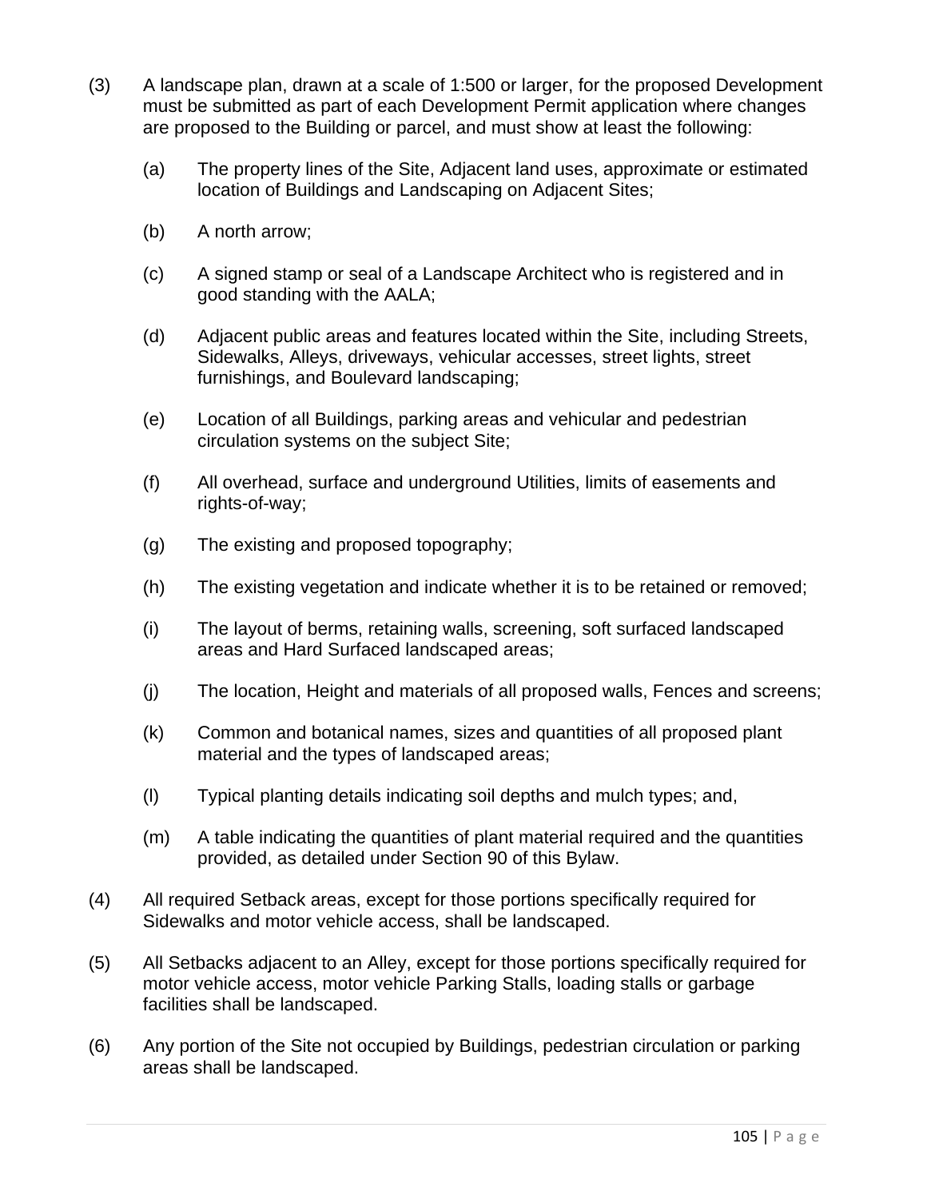(3) A landscape plan, drawn at a scale of 1:500 or larger, for the proposed Development must be submitted as part of each Development Permit application where changes are proposed to the Building or parcel, and must show at least the following:

   (a) The property lines of the Site, Adjacent land uses, approximate or estimated location of Buildings and Landscaping on Adjacent Sites;

   (b) A north arrow;

   (c) A signed stamp or seal of a Landscape Architect who is registered and in good standing with the AALA;

   (d) Adjacent public areas and features located within the Site, including Streets, Sidewalks, Alleys, driveways, vehicular accesses, street lights, street furnishings, and Boulevard landscaping;

   (e) Location of all Buildings, parking areas and vehicular and pedestrian circulation systems on the subject Site;

   (f) All overhead, surface and underground Utilities, limits of easements and rights-of-way;

   (g) The existing and proposed topography;

   (h) The existing vegetation and indicate whether it is to be retained or removed;

   (i) The layout of berms, retaining walls, screening, soft surfaced landscaped areas and Hard Surfaced landscaped areas;

   (j) The location, Height and materials of all proposed walls, Fences and screens;

   (k) Common and botanical names, sizes and quantities of all proposed plant material and the types of landscaped areas;

   (l) Typical planting details indicating soil depths and mulch types; and,

   (m) A table indicating the quantities of plant material required and the quantities provided, as detailed under Section 90 of this Bylaw.

(4) All required Setback areas, except for those portions specifically required for Sidewalks and motor vehicle access, shall be landscaped.

(5) All Setbacks adjacent to an Alley, except for those portions specifically required for motor vehicle access, motor vehicle Parking Stalls, loading stalls or garbage facilities shall be landscaped.

(6) Any portion of the Site not occupied by Buildings, pedestrian circulation or parking areas shall be landscaped.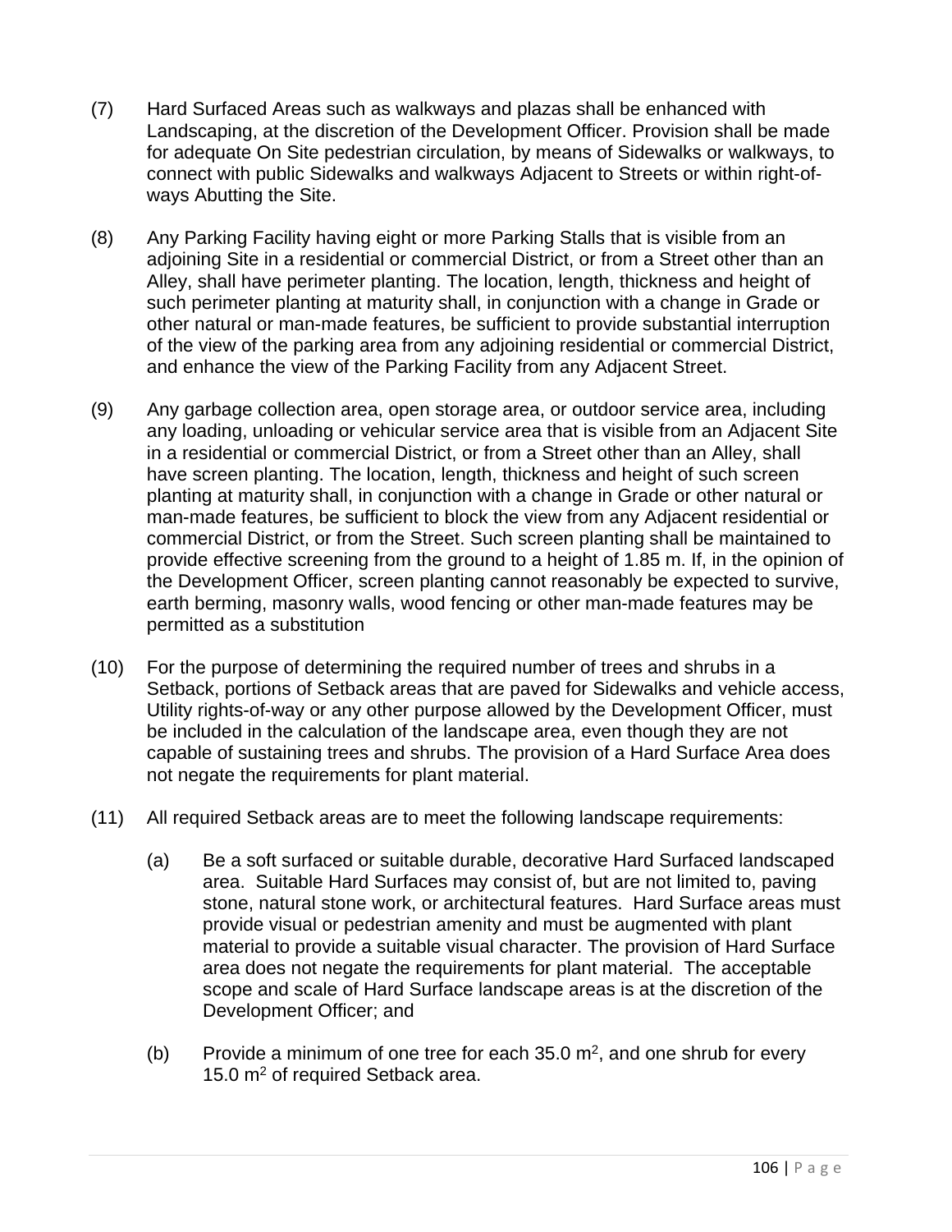(7) Hard Surfaced Areas such as walkways and plazas shall be enhanced with Landscaping, at the discretion of the Development Officer. Provision shall be made for adequate On Site pedestrian circulation, by means of Sidewalks or walkways, to connect with public Sidewalks and walkways Adjacent to Streets or within right-of-ways Abutting the Site.

(8) Any Parking Facility having eight or more Parking Stalls that is visible from an adjoining Site in a residential or commercial District, or from a Street other than an Alley, shall have perimeter planting. The location, length, thickness and height of such perimeter planting at maturity shall, in conjunction with a change in Grade or other natural or man-made features, be sufficient to provide substantial interruption of the view of the parking area from any adjoining residential or commercial District, and enhance the view of the Parking Facility from any Adjacent Street.

(9) Any garbage collection area, open storage area, or outdoor service area, including any loading, unloading or vehicular service area that is visible from an Adjacent Site in a residential or commercial District, or from a Street other than an Alley, shall have screen planting. The location, length, thickness and height of such screen planting at maturity shall, in conjunction with a change in Grade or other natural or man-made features, be sufficient to block the view from any Adjacent residential or commercial District, or from the Street. Such screen planting shall be maintained to provide effective screening from the ground to a height of 1.85 m. If, in the opinion of the Development Officer, screen planting cannot reasonably be expected to survive, earth berming, masonry walls, wood fencing or other man-made features may be permitted as a substitution

(10) For the purpose of determining the required number of trees and shrubs in a Setback, portions of Setback areas that are paved for Sidewalks and vehicle access, Utility rights-of-way or any other purpose allowed by the Development Officer, must be included in the calculation of the landscape area, even though they are not capable of sustaining trees and shrubs. The provision of a Hard Surface Area does not negate the requirements for plant material.

(11) All required Setback areas are to meet the following landscape requirements:

(a) Be a soft surfaced or suitable durable, decorative Hard Surfaced landscaped area. Suitable Hard Surfaces may consist of, but are not limited to, paving stone, natural stone work, or architectural features. Hard Surface areas must provide visual or pedestrian amenity and must be augmented with plant material to provide a suitable visual character. The provision of Hard Surface area does not negate the requirements for plant material. The acceptable scope and scale of Hard Surface landscape areas is at the discretion of the Development Officer; and

(b) Provide a minimum of one tree for each 35.0 $m^2$, and one shrub for every 15.0 $m^2$ of required Setback area.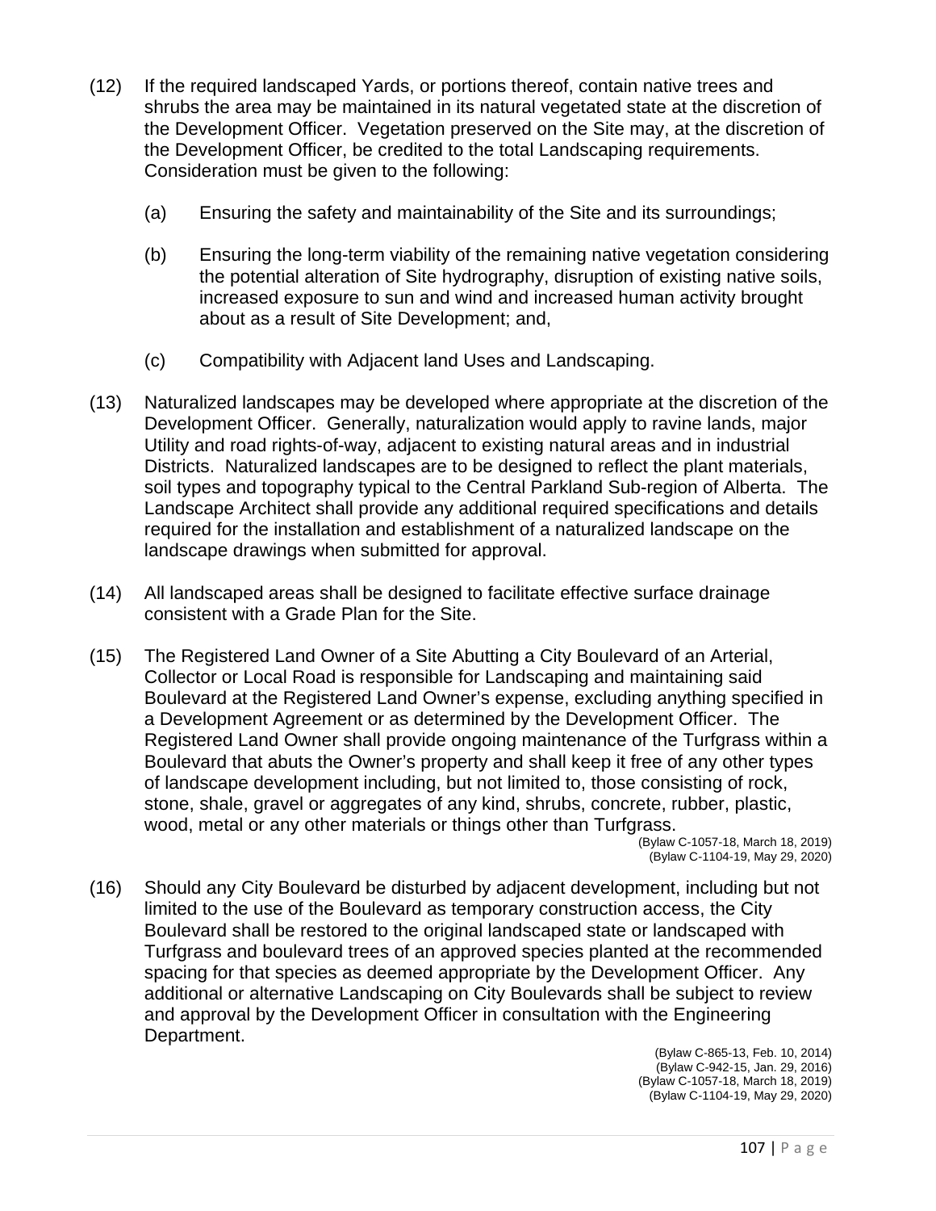(12) If the required landscaped Yards, or portions thereof, contain native trees and shrubs the area may be maintained in its natural vegetated state at the discretion of the Development Officer. Vegetation preserved on the Site may, at the discretion of the Development Officer, be credited to the total Landscaping requirements. Consideration must be given to the following:

   (a) Ensuring the safety and maintainability of the Site and its surroundings;

   (b) Ensuring the long-term viability of the remaining native vegetation considering the potential alteration of Site hydrography, disruption of existing native soils, increased exposure to sun and wind and increased human activity brought about as a result of Site Development; and,

   (c) Compatibility with Adjacent land Uses and Landscaping.

(13) Naturalized landscapes may be developed where appropriate at the discretion of the Development Officer. Generally, naturalization would apply to ravine lands, major Utility and road rights-of-way, adjacent to existing natural areas and in industrial Districts. Naturalized landscapes are to be designed to reflect the plant materials, soil types and topography typical to the Central Parkland Sub-region of Alberta. The Landscape Architect shall provide any additional required specifications and details required for the installation and establishment of a naturalized landscape on the landscape drawings when submitted for approval.

(14) All landscaped areas shall be designed to facilitate effective surface drainage consistent with a Grade Plan for the Site.

(15) The Registered Land Owner of a Site Abutting a City Boulevard of an Arterial, Collector or Local Road is responsible for Landscaping and maintaining said Boulevard at the Registered Land Owner's expense, excluding anything specified in a Development Agreement or as determined by the Development Officer. The Registered Land Owner shall provide ongoing maintenance of the Turfgrass within a Boulevard that abuts the Owner's property and shall keep it free of any other types of landscape development including, but not limited to, those consisting of rock, stone, shale, gravel or aggregates of any kind, shrubs, concrete, rubber, plastic, wood, metal or any other materials or things other than Turfgrass.

(Bylaw C-1057-18, March 18, 2019)
(Bylaw C-1104-19, May 29, 2020)

(16) Should any City Boulevard be disturbed by adjacent development, including but not limited to the use of the Boulevard as temporary construction access, the City Boulevard shall be restored to the original landscaped state or landscaped with Turfgrass and boulevard trees of an approved species planted at the recommended spacing for that species as deemed appropriate by the Development Officer. Any additional or alternative Landscaping on City Boulevards shall be subject to review and approval by the Development Officer in consultation with the Engineering Department.

(Bylaw C-865-13, Feb. 10, 2014)
(Bylaw C-942-15, Jan. 29, 2016)
(Bylaw C-1057-18, March 18, 2019)
(Bylaw C-1104-19, May 29, 2020)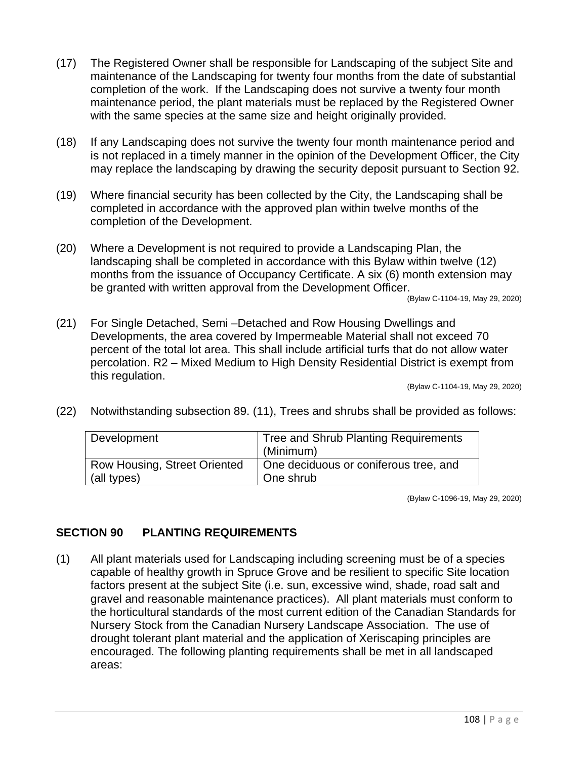(17) The Registered Owner shall be responsible for Landscaping of the subject Site and maintenance of the Landscaping for twenty four months from the date of substantial completion of the work. If the Landscaping does not survive a twenty four month maintenance period, the plant materials must be replaced by the Registered Owner with the same species at the same size and height originally provided.

(18) If any Landscaping does not survive the twenty four month maintenance period and is not replaced in a timely manner in the opinion of the Development Officer, the City may replace the landscaping by drawing the security deposit pursuant to Section 92.

(19) Where financial security has been collected by the City, the Landscaping shall be completed in accordance with the approved plan within twelve months of the completion of the Development.

(20) Where a Development is not required to provide a Landscaping Plan, the landscaping shall be completed in accordance with this Bylaw within twelve (12) months from the issuance of Occupancy Certificate. A six (6) month extension may be granted with written approval from the Development Officer.

(Bylaw C-1104-19, May 29, 2020)

(21) For Single Detached, Semi –Detached and Row Housing Dwellings and Developments, the area covered by Impermeable Material shall not exceed 70 percent of the total lot area. This shall include artificial turfs that do not allow water percolation. R2 – Mixed Medium to High Density Residential District is exempt from this regulation.

(Bylaw C-1104-19, May 29, 2020)

(22) Notwithstanding subsection 89. (11), Trees and shrubs shall be provided as follows:

| Development | Tree and Shrub Planting Requirements (Minimum) |
|---|---|
| Row Housing, Street Oriented (all types) | One deciduous or coniferous tree, and One shrub |

(Bylaw C-1096-19, May 29, 2020)

## SECTION 90 PLANTING REQUIREMENTS

(1) All plant materials used for Landscaping including screening must be of a species capable of healthy growth in Spruce Grove and be resilient to specific Site location factors present at the subject Site (i.e. sun, excessive wind, shade, road salt and gravel and reasonable maintenance practices). All plant materials must conform to the horticultural standards of the most current edition of the Canadian Standards for Nursery Stock from the Canadian Nursery Landscape Association. The use of drought tolerant plant material and the application of Xeriscaping principles are encouraged. The following planting requirements shall be met in all landscaped areas: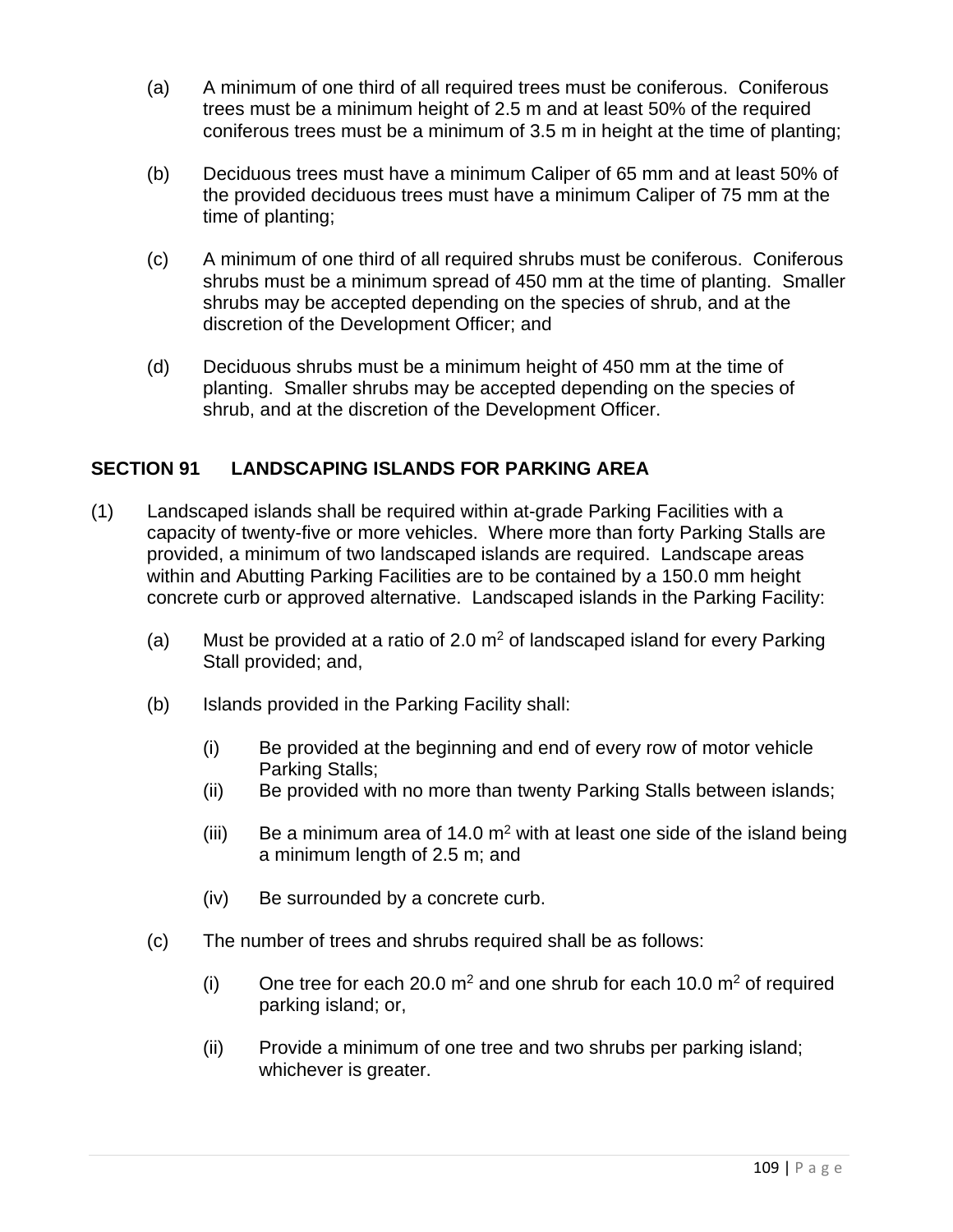(a) A minimum of one third of all required trees must be coniferous. Coniferous trees must be a minimum height of 2.5 m and at least 50% of the required coniferous trees must be a minimum of 3.5 m in height at the time of planting;

(b) Deciduous trees must have a minimum Caliper of 65 mm and at least 50% of the provided deciduous trees must have a minimum Caliper of 75 mm at the time of planting;

(c) A minimum of one third of all required shrubs must be coniferous. Coniferous shrubs must be a minimum spread of 450 mm at the time of planting. Smaller shrubs may be accepted depending on the species of shrub, and at the discretion of the Development Officer; and

(d) Deciduous shrubs must be a minimum height of 450 mm at the time of planting. Smaller shrubs may be accepted depending on the species of shrub, and at the discretion of the Development Officer.

## SECTION 91 LANDSCAPING ISLANDS FOR PARKING AREA

(1) Landscaped islands shall be required within at-grade Parking Facilities with a capacity of twenty-five or more vehicles. Where more than forty Parking Stalls are provided, a minimum of two landscaped islands are required. Landscape areas within and Abutting Parking Facilities are to be contained by a 150.0 mm height concrete curb or approved alternative. Landscaped islands in the Parking Facility:

(a) Must be provided at a ratio of 2.0 $m^2$ of landscaped island for every Parking Stall provided; and,

(b) Islands provided in the Parking Facility shall:

(i) Be provided at the beginning and end of every row of motor vehicle Parking Stalls;

(ii) Be provided with no more than twenty Parking Stalls between islands;

(iii) Be a minimum area of 14.0 $m^2$ with at least one side of the island being a minimum length of 2.5 m; and

(iv) Be surrounded by a concrete curb.

(c) The number of trees and shrubs required shall be as follows:

(i) One tree for each 20.0 $m^2$ and one shrub for each 10.0 $m^2$ of required parking island; or,

(ii) Provide a minimum of one tree and two shrubs per parking island; whichever is greater.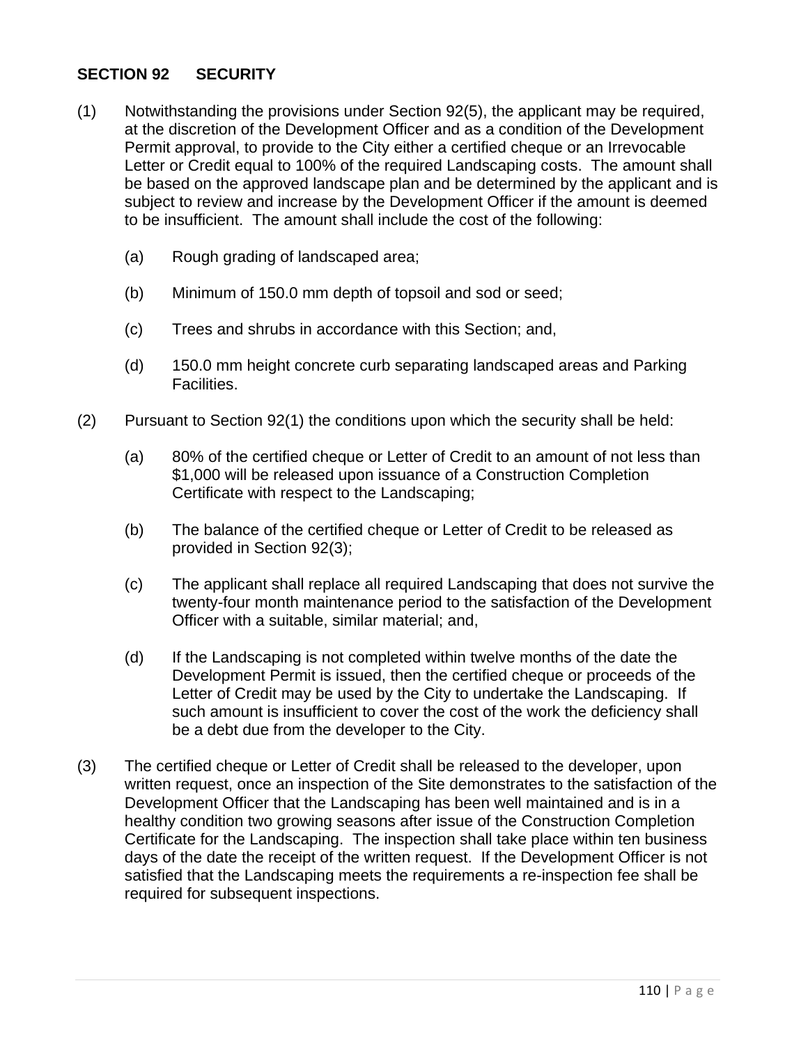## SECTION 92 SECURITY

(1) Notwithstanding the provisions under Section 92(5), the applicant may be required, at the discretion of the Development Officer and as a condition of the Development Permit approval, to provide to the City either a certified cheque or an Irrevocable Letter or Credit equal to 100% of the required Landscaping costs. The amount shall be based on the approved landscape plan and be determined by the applicant and is subject to review and increase by the Development Officer if the amount is deemed to be insufficient. The amount shall include the cost of the following:

  (a) Rough grading of landscaped area;

  (b) Minimum of 150.0 mm depth of topsoil and sod or seed;

  (c) Trees and shrubs in accordance with this Section; and,

  (d) 150.0 mm height concrete curb separating landscaped areas and Parking Facilities.

(2) Pursuant to Section 92(1) the conditions upon which the security shall be held:

  (a) 80% of the certified cheque or Letter of Credit to an amount of not less than $1,000 will be released upon issuance of a Construction Completion Certificate with respect to the Landscaping;

  (b) The balance of the certified cheque or Letter of Credit to be released as provided in Section 92(3);

  (c) The applicant shall replace all required Landscaping that does not survive the twenty-four month maintenance period to the satisfaction of the Development Officer with a suitable, similar material; and,

  (d) If the Landscaping is not completed within twelve months of the date the Development Permit is issued, then the certified cheque or proceeds of the Letter of Credit may be used by the City to undertake the Landscaping. If such amount is insufficient to cover the cost of the work the deficiency shall be a debt due from the developer to the City.

(3) The certified cheque or Letter of Credit shall be released to the developer, upon written request, once an inspection of the Site demonstrates to the satisfaction of the Development Officer that the Landscaping has been well maintained and is in a healthy condition two growing seasons after issue of the Construction Completion Certificate for the Landscaping. The inspection shall take place within ten business days of the date the receipt of the written request. If the Development Officer is not satisfied that the Landscaping meets the requirements a re-inspection fee shall be required for subsequent inspections.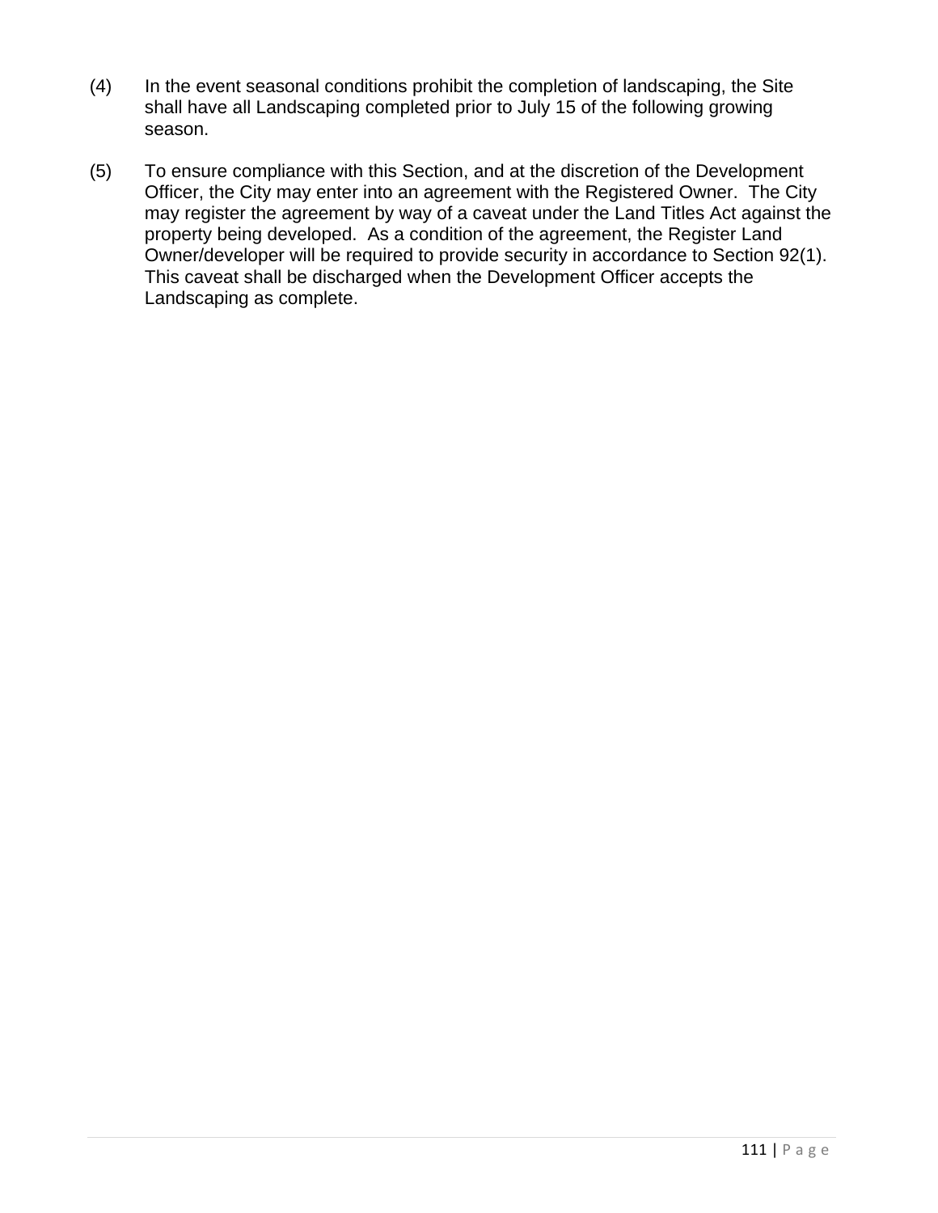(4) In the event seasonal conditions prohibit the completion of landscaping, the Site shall have all Landscaping completed prior to July 15 of the following growing season.

(5) To ensure compliance with this Section, and at the discretion of the Development Officer, the City may enter into an agreement with the Registered Owner. The City may register the agreement by way of a caveat under the Land Titles Act against the property being developed. As a condition of the agreement, the Register Land Owner/developer will be required to provide security in accordance to Section 92(1). This caveat shall be discharged when the Development Officer accepts the Landscaping as complete.